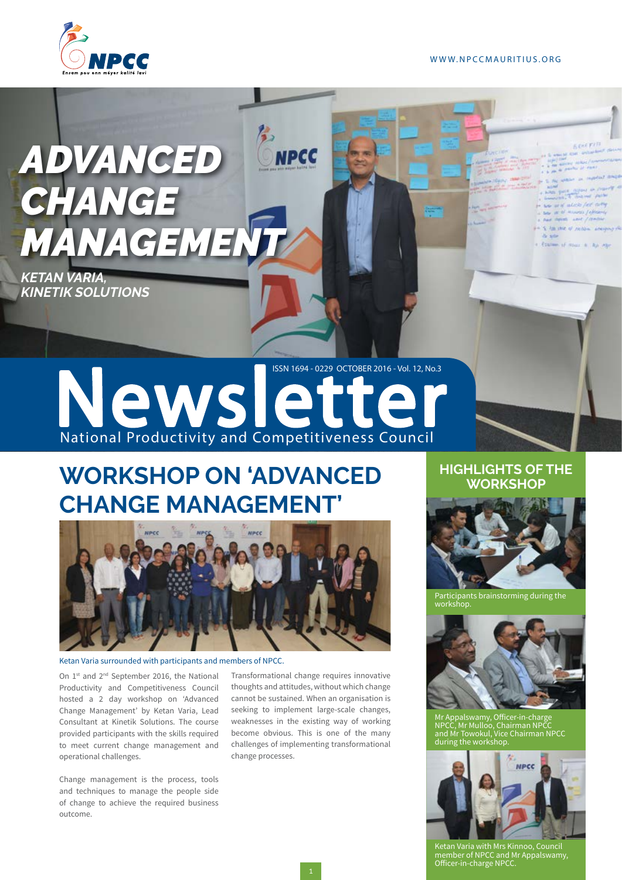WWW.NPCCMAURITIUS.ORG

# ADVANCED CHANGE MANAGEMENT

***KETAN VARIA, KINETIK SOLUTIONS***

ISSN 1694 - 0229 OCTOBER 2016 - Vol. 12, No.3

# Newsletter

National Productivity and Competitiveness Council

## WORKSHOP ON 'ADVANCED CHANGE MANAGEMENT'

Ketan Varia surrounded with participants and members of NPCC.

On 1st and 2nd September 2016, the National Productivity and Competitiveness Council hosted a 2 day workshop on 'Advanced Change Management' by Ketan Varia, Lead Consultant at Kinetik Solutions. The course provided participants with the skills required to meet current change management and operational challenges.

Change management is the process, tools and techniques to manage the people side of change to achieve the required business outcome.

Transformational change requires innovative thoughts and attitudes, without which change cannot be sustained. When an organisation is seeking to implement large-scale changes, weaknesses in the existing way of working become obvious. This is one of the many challenges of implementing transformational change processes.

## HIGHLIGHTS OF THE WORKSHOP

Participants brainstorming during the workshop.

Mr Appalswamy, Officer-in-charge NPCC, Mr Mulloo, Chairman NPCC and Mr Towokul, Vice Chairman NPCC during the workshop.

Ketan Varia with Mrs Kinnoo, Council member of NPCC and Mr Appalswamy, Officer-in-charge NPCC.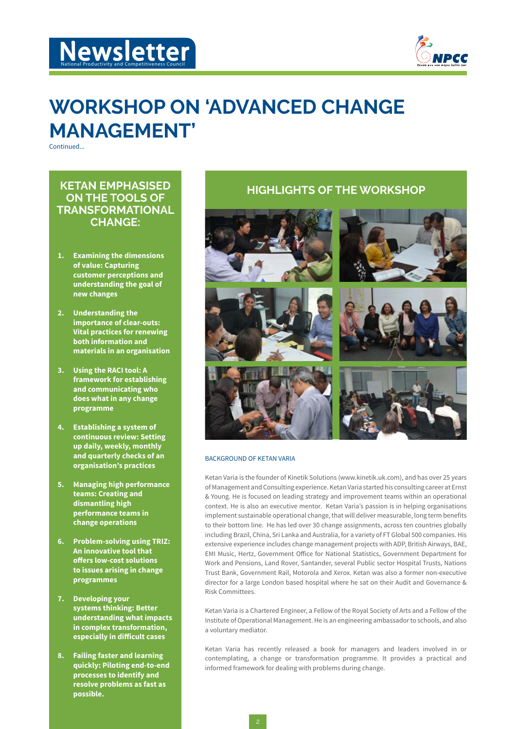# WORKSHOP ON 'ADVANCED CHANGE MANAGEMENT'

Continued...

## KETAN EMPHASISED ON THE TOOLS OF TRANSFORMATIONAL CHANGE:

1. **Examining the dimensions of value: Capturing customer perceptions and understanding the goal of new changes**
2. **Understanding the importance of clear-outs: Vital practices for renewing both information and materials in an organisation**
3. **Using the RACI tool: A framework for establishing and communicating who does what in any change programme**
4. **Establishing a system of continuous review: Setting up daily, weekly, monthly and quarterly checks of an organisation's practices**
5. **Managing high performance teams: Creating and dismantling high performance teams in change operations**
6. **Problem-solving using TRIZ: An innovative tool that offers low-cost solutions to issues arising in change programmes**
7. **Developing your systems thinking: Better understanding what impacts in complex transformation, especially in difficult cases**
8. **Failing faster and learning quickly: Piloting end-to-end processes to identify and resolve problems as fast as possible.**

## HIGHLIGHTS OF THE WORKSHOP

### BACKGROUND OF KETAN VARIA

Ketan Varia is the founder of Kinetik Solutions (www.kinetik.uk.com), and has over 25 years of Management and Consulting experience. Ketan Varia started his consulting career at Ernst & Young. He is focused on leading strategy and improvement teams within an operational context. He is also an executive mentor. Ketan Varia's passion is in helping organisations implement sustainable operational change, that will deliver measurable, long term benefits to their bottom line. He has led over 30 change assignments, across ten countries globally including Brazil, China, Sri Lanka and Australia, for a variety of FT Global 500 companies. His extensive experience includes change management projects with ADP, British Airways, BAE, EMI Music, Hertz, Government Office for National Statistics, Government Department for Work and Pensions, Land Rover, Santander, several Public sector Hospital Trusts, Nations Trust Bank, Government Rail, Motorola and Xerox. Ketan was also a former non-executive director for a large London based hospital where he sat on their Audit and Governance & Risk Committees.

Ketan Varia is a Chartered Engineer, a Fellow of the Royal Society of Arts and a Fellow of the Institute of Operational Management. He is an engineering ambassador to schools, and also a voluntary mediator.

Ketan Varia has recently released a book for managers and leaders involved in or contemplating, a change or transformation programme. It provides a practical and informed framework for dealing with problems during change.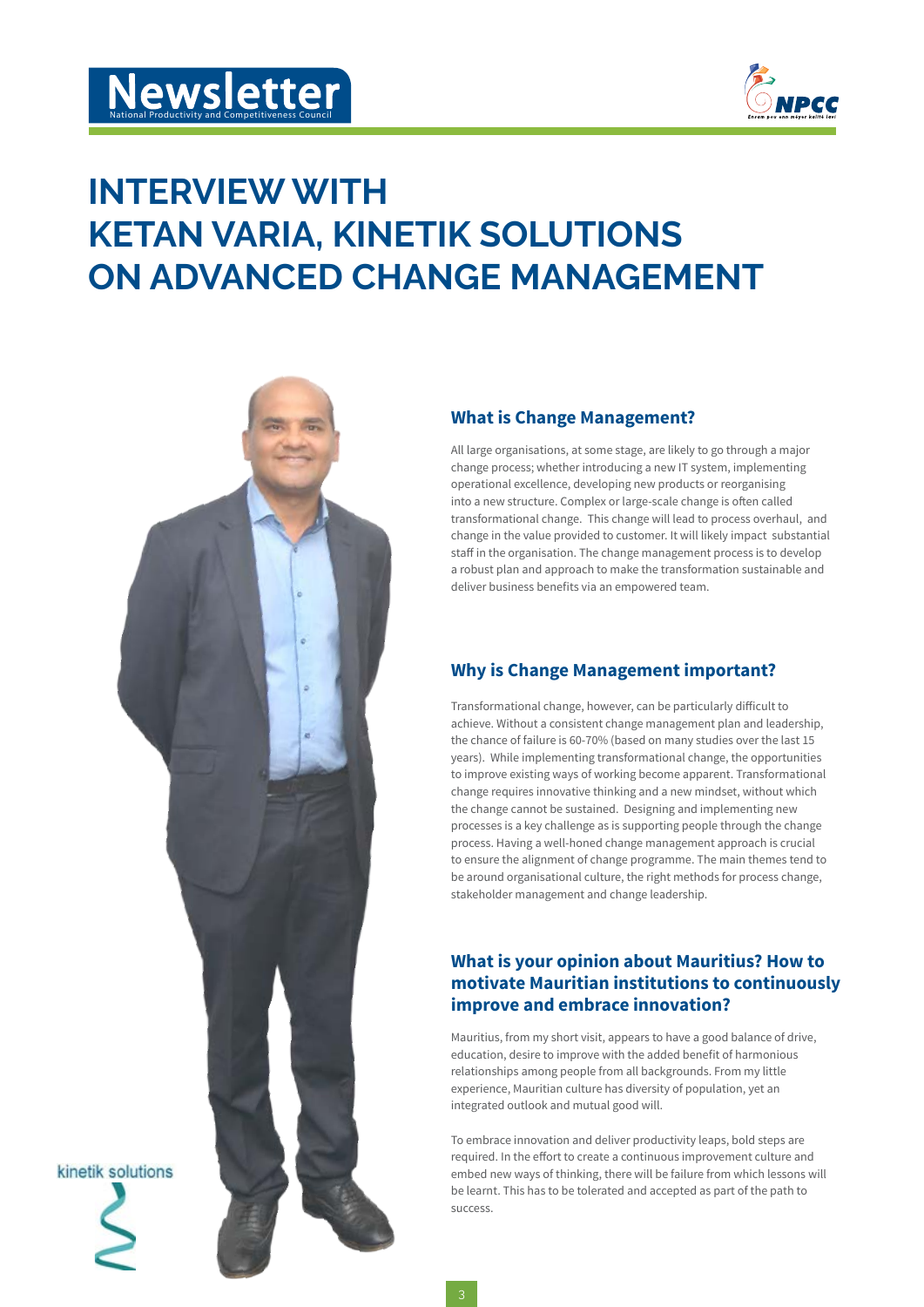# INTERVIEW WITH KETAN VARIA, KINETIK SOLUTIONS ON ADVANCED CHANGE MANAGEMENT

### What is Change Management?

All large organisations, at some stage, are likely to go through a major change process; whether introducing a new IT system, implementing operational excellence, developing new products or reorganising into a new structure. Complex or large-scale change is often called transformational change. This change will lead to process overhaul, and change in the value provided to customer. It will likely impact substantial staff in the organisation. The change management process is to develop a robust plan and approach to make the transformation sustainable and deliver business benefits via an empowered team.

### Why is Change Management important?

Transformational change, however, can be particularly difficult to achieve. Without a consistent change management plan and leadership, the chance of failure is 60-70% (based on many studies over the last 15 years). While implementing transformational change, the opportunities to improve existing ways of working become apparent. Transformational change requires innovative thinking and a new mindset, without which the change cannot be sustained. Designing and implementing new processes is a key challenge as is supporting people through the change process. Having a well-honed change management approach is crucial to ensure the alignment of change programme. The main themes tend to be around organisational culture, the right methods for process change, stakeholder management and change leadership.

### What is your opinion about Mauritius? How to motivate Mauritian institutions to continuously improve and embrace innovation?

Mauritius, from my short visit, appears to have a good balance of drive, education, desire to improve with the added benefit of harmonious relationships among people from all backgrounds. From my little experience, Mauritian culture has diversity of population, yet an integrated outlook and mutual good will.

To embrace innovation and deliver productivity leaps, bold steps are required. In the effort to create a continuous improvement culture and embed new ways of thinking, there will be failure from which lessons will be learnt. This has to be tolerated and accepted as part of the path to success.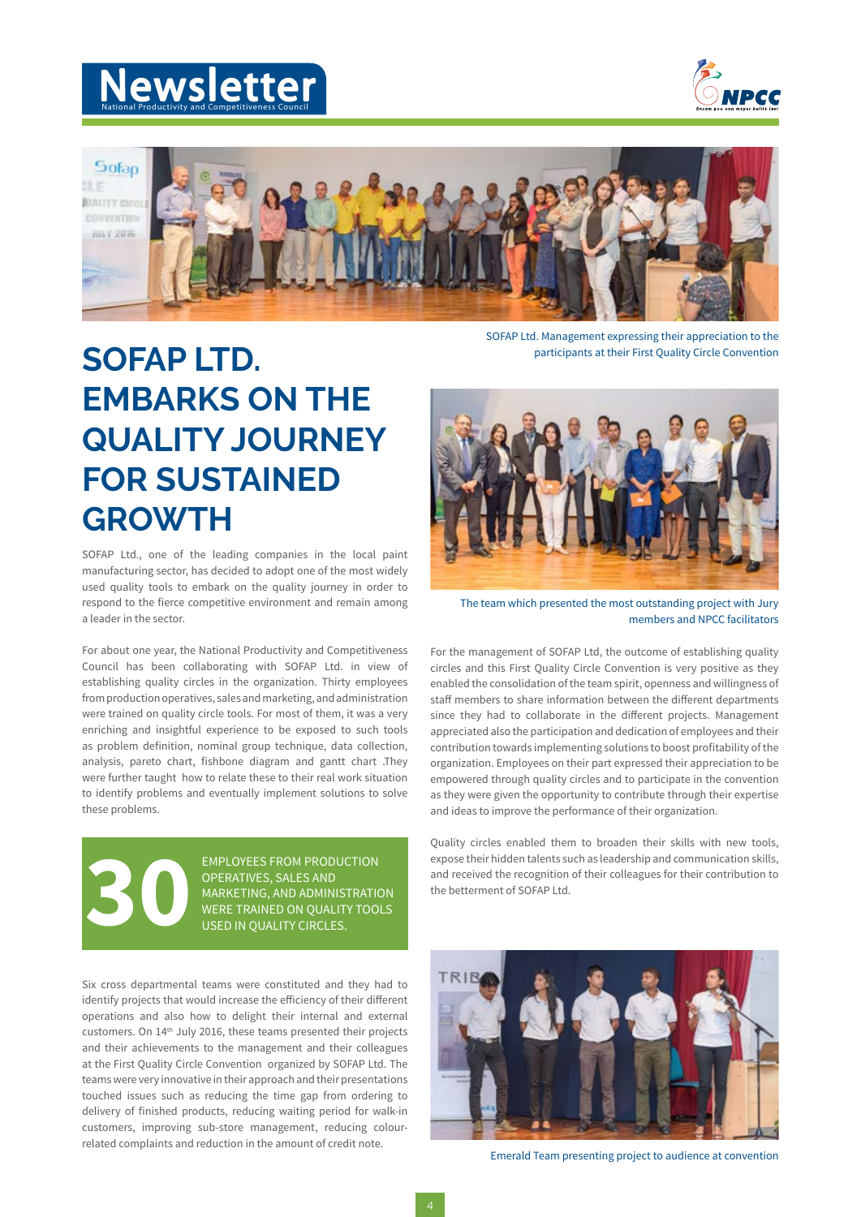SOFAP Ltd. Management expressing their appreciation to the participants at their First Quality Circle Convention

# SOFAP LTD. EMBARKS ON THE QUALITY JOURNEY FOR SUSTAINED GROWTH

SOFAP Ltd., one of the leading companies in the local paint manufacturing sector, has decided to adopt one of the most widely used quality tools to embark on the quality journey in order to respond to the fierce competitive environment and remain among a leader in the sector.

For about one year, the National Productivity and Competitiveness Council has been collaborating with SOFAP Ltd. in view of establishing quality circles in the organization. Thirty employees from production operatives, sales and marketing, and administration were trained on quality circle tools. For most of them, it was a very enriching and insightful experience to be exposed to such tools as problem definition, nominal group technique, data collection, analysis, pareto chart, fishbone diagram and gantt chart .They were further taught how to relate these to their real work situation to identify problems and eventually implement solutions to solve these problems.

**30** EMPLOYEES FROM PRODUCTION OPERATIVES, SALES AND MARKETING, AND ADMINISTRATION WERE TRAINED ON QUALITY TOOLS USED IN QUALITY CIRCLES.

Six cross departmental teams were constituted and they had to identify projects that would increase the efficiency of their different operations and also how to delight their internal and external customers. On 14th July 2016, these teams presented their projects and their achievements to the management and their colleagues at the First Quality Circle Convention organized by SOFAP Ltd. The teams were very innovative in their approach and their presentations touched issues such as reducing the time gap from ordering to delivery of finished products, reducing waiting period for walk-in customers, improving sub-store management, reducing colour-related complaints and reduction in the amount of credit note.

The team which presented the most outstanding project with Jury members and NPCC facilitators

For the management of SOFAP Ltd, the outcome of establishing quality circles and this First Quality Circle Convention is very positive as they enabled the consolidation of the team spirit, openness and willingness of staff members to share information between the different departments since they had to collaborate in the different projects. Management appreciated also the participation and dedication of employees and their contribution towards implementing solutions to boost profitability of the organization. Employees on their part expressed their appreciation to be empowered through quality circles and to participate in the convention as they were given the opportunity to contribute through their expertise and ideas to improve the performance of their organization.

Quality circles enabled them to broaden their skills with new tools, expose their hidden talents such as leadership and communication skills, and received the recognition of their colleagues for their contribution to the betterment of SOFAP Ltd.

Emerald Team presenting project to audience at convention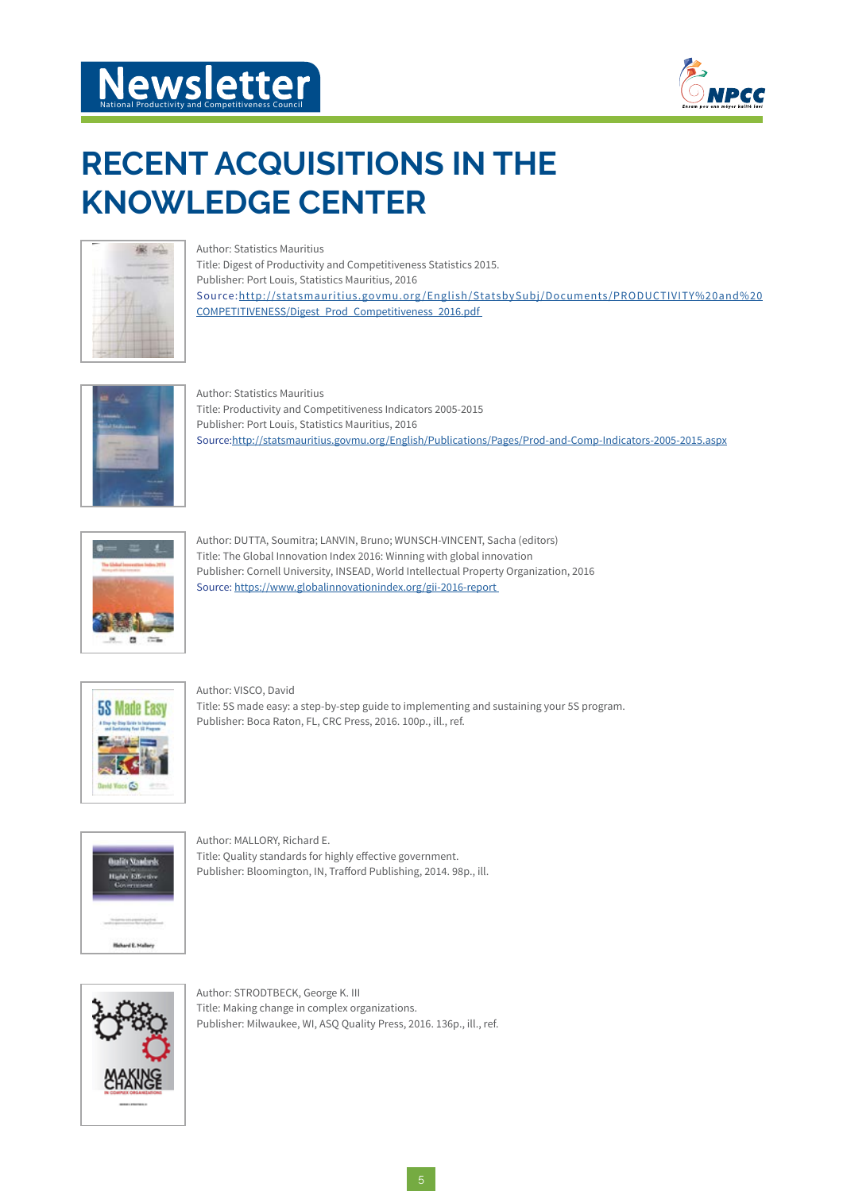# RECENT ACQUISITIONS IN THE KNOWLEDGE CENTER

Author: Statistics Mauritius
Title: Digest of Productivity and Competitiveness Statistics 2015.
Publisher: Port Louis, Statistics Mauritius, 2016
Source:http://statsmauritius.govmu.org/English/StatsbySubj/Documents/PRODUCTIVITY%20and%20COMPETITIVENESS/Digest_Prod_Competitiveness_2016.pdf

Author: Statistics Mauritius
Title: Productivity and Competitiveness Indicators 2005-2015
Publisher: Port Louis, Statistics Mauritius, 2016
Source:http://statsmauritius.govmu.org/English/Publications/Pages/Prod-and-Comp-Indicators-2005-2015.aspx

Author: DUTTA, Soumitra; LANVIN, Bruno; WUNSCH-VINCENT, Sacha (editors)
Title: The Global Innovation Index 2016: Winning with global innovation
Publisher: Cornell University, INSEAD, World Intellectual Property Organization, 2016
Source: https://www.globalinnovationindex.org/gii-2016-report

Author: VISCO, David
Title: 5S made easy: a step-by-step guide to implementing and sustaining your 5S program.
Publisher: Boca Raton, FL, CRC Press, 2016. 100p., ill., ref.

Author: MALLORY, Richard E.
Title: Quality standards for highly effective government.
Publisher: Bloomington, IN, Trafford Publishing, 2014. 98p., ill.

Author: STRODTBECK, George K. III
Title: Making change in complex organizations.
Publisher: Milwaukee, WI, ASQ Quality Press, 2016. 136p., ill., ref.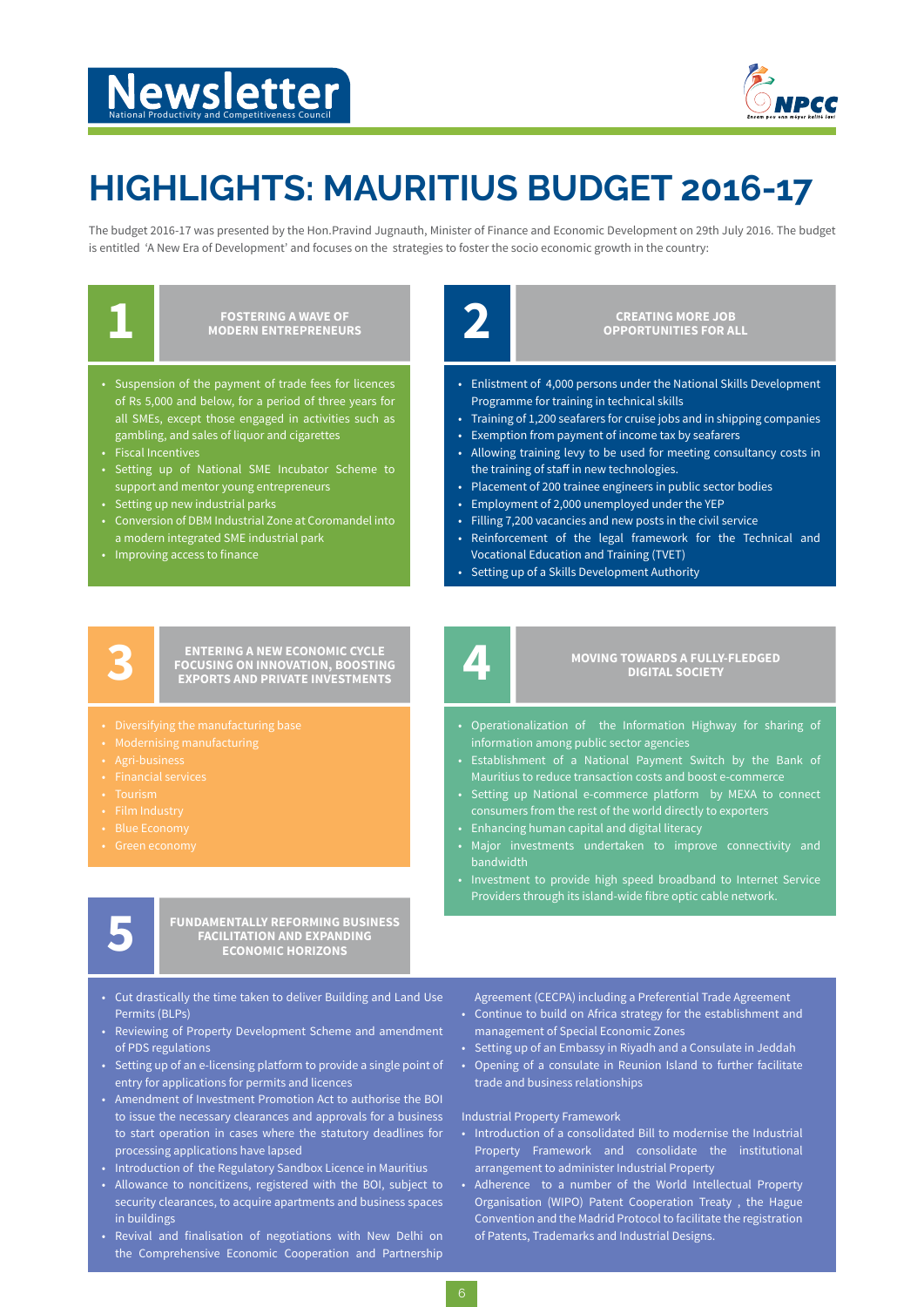# HIGHLIGHTS: MAURITIUS BUDGET 2016-17

The budget 2016-17 was presented by the Hon.Pravind Jugnauth, Minister of Finance and Economic Development on 29th July 2016. The budget is entitled 'A New Era of Development' and focuses on the strategies to foster the socio economic growth in the country:

## 1 FOSTERING A WAVE OF MODERN ENTREPRENEURS

- Suspension of the payment of trade fees for licences of Rs 5,000 and below, for a period of three years for all SMEs, except those engaged in activities such as gambling, and sales of liquor and cigarettes
- Fiscal Incentives
- Setting up of National SME Incubator Scheme to support and mentor young entrepreneurs
- Setting up new industrial parks
- Conversion of DBM Industrial Zone at Coromandel into a modern integrated SME industrial park
- Improving access to finance

## 2 CREATING MORE JOB OPPORTUNITIES FOR ALL

- Enlistment of 4,000 persons under the National Skills Development Programme for training in technical skills
- Training of 1,200 seafarers for cruise jobs and in shipping companies
- Exemption from payment of income tax by seafarers
- Allowing training levy to be used for meeting consultancy costs in the training of staff in new technologies.
- Placement of 200 trainee engineers in public sector bodies
- Employment of 2,000 unemployed under the YEP
- Filling 7,200 vacancies and new posts in the civil service
- Reinforcement of the legal framework for the Technical and Vocational Education and Training (TVET)
- Setting up of a Skills Development Authority

## 3 ENTERING A NEW ECONOMIC CYCLE FOCUSING ON INNOVATION, BOOSTING EXPORTS AND PRIVATE INVESTMENTS

- Diversifying the manufacturing base
- Modernising manufacturing
- Agri-business
- Financial services
- Tourism
- Film Industry
- Blue Economy
- Green economy

## 4 MOVING TOWARDS A FULLY-FLEDGED DIGITAL SOCIETY

- Operationalization of the Information Highway for sharing of information among public sector agencies
- Establishment of a National Payment Switch by the Bank of Mauritius to reduce transaction costs and boost e-commerce
- Setting up National e-commerce platform by MEXA to connect consumers from the rest of the world directly to exporters
- Enhancing human capital and digital literacy
- Major investments undertaken to improve connectivity and bandwidth
- Investment to provide high speed broadband to Internet Service Providers through its island-wide fibre optic cable network.

## 5 FUNDAMENTALLY REFORMING BUSINESS FACILITATION AND EXPANDING ECONOMIC HORIZONS

- Cut drastically the time taken to deliver Building and Land Use Permits (BLPs)
- Reviewing of Property Development Scheme and amendment of PDS regulations
- Setting up of an e-licensing platform to provide a single point of entry for applications for permits and licences
- Amendment of Investment Promotion Act to authorise the BOI to issue the necessary clearances and approvals for a business to start operation in cases where the statutory deadlines for processing applications have lapsed
- Introduction of the Regulatory Sandbox Licence in Mauritius
- Allowance to noncitizens, registered with the BOI, subject to security clearances, to acquire apartments and business spaces in buildings
- Revival and finalisation of negotiations with New Delhi on the Comprehensive Economic Cooperation and Partnership Agreement (CECPA) including a Preferential Trade Agreement
- Continue to build on Africa strategy for the establishment and management of Special Economic Zones
- Setting up of an Embassy in Riyadh and a Consulate in Jeddah
- Opening of a consulate in Reunion Island to further facilitate trade and business relationships

Industrial Property Framework

- Introduction of a consolidated Bill to modernise the Industrial Property Framework and consolidate the institutional arrangement to administer Industrial Property
- Adherence to a number of the World Intellectual Property Organisation (WIPO) Patent Cooperation Treaty , the Hague Convention and the Madrid Protocol to facilitate the registration of Patents, Trademarks and Industrial Designs.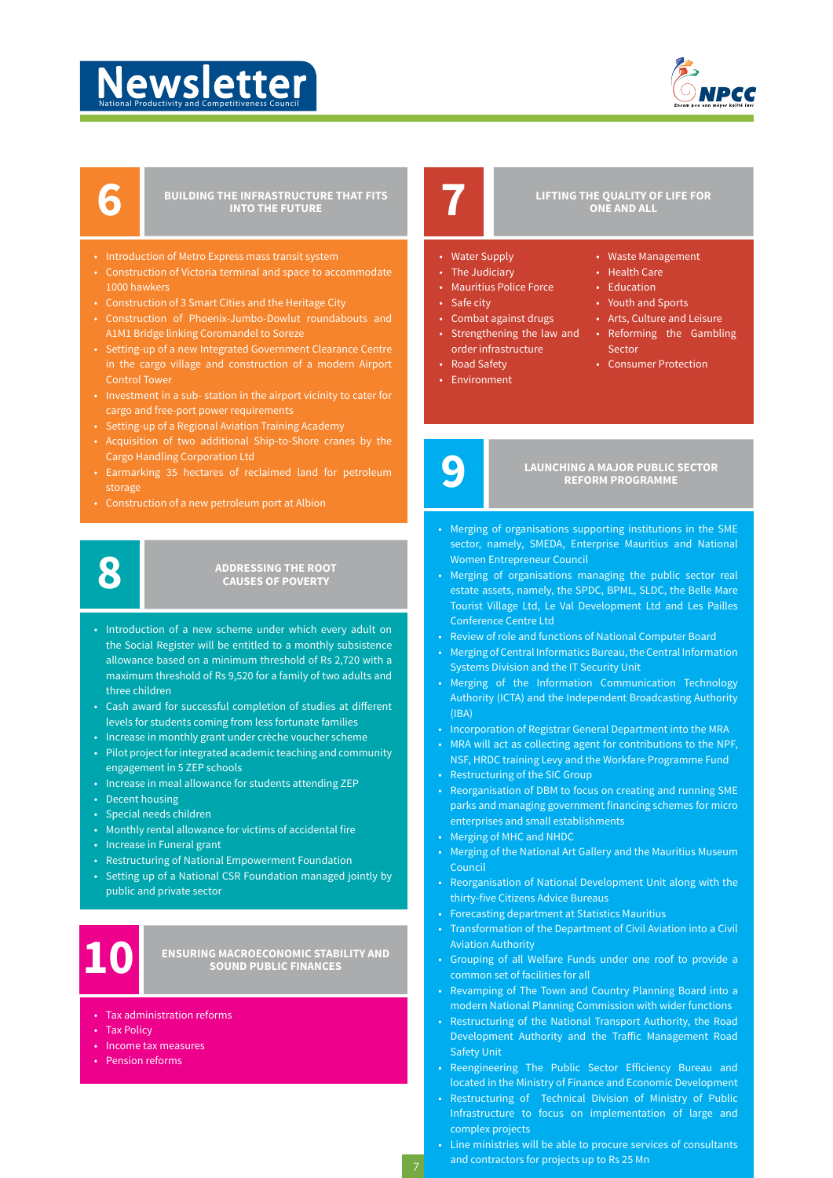## 6 BUILDING THE INFRASTRUCTURE THAT FITS INTO THE FUTURE

- Introduction of Metro Express mass transit system
- Construction of Victoria terminal and space to accommodate 1000 hawkers
- Construction of 3 Smart Cities and the Heritage City
- Construction of Phoenix-Jumbo-Dowlut roundabouts and A1M1 Bridge linking Coromandel to Soreze
- Setting-up of a new Integrated Government Clearance Centre in the cargo village and construction of a modern Airport Control Tower
- Investment in a sub- station in the airport vicinity to cater for cargo and free-port power requirements
- Setting-up of a Regional Aviation Training Academy
- Acquisition of two additional Ship-to-Shore cranes by the Cargo Handling Corporation Ltd
- Earmarking 35 hectares of reclaimed land for petroleum storage
- Construction of a new petroleum port at Albion

## 8 ADDRESSING THE ROOT CAUSES OF POVERTY

- Introduction of a new scheme under which every adult on the Social Register will be entitled to a monthly subsistence allowance based on a minimum threshold of Rs 2,720 with a maximum threshold of Rs 9,520 for a family of two adults and three children
- Cash award for successful completion of studies at different levels for students coming from less fortunate families
- Increase in monthly grant under crèche voucher scheme
- Pilot project for integrated academic teaching and community engagement in 5 ZEP schools
- Increase in meal allowance for students attending ZEP
- Decent housing
- Special needs children
- Monthly rental allowance for victims of accidental fire
- Increase in Funeral grant
- Restructuring of National Empowerment Foundation
- Setting up of a National CSR Foundation managed jointly by public and private sector

## 10 ENSURING MACROECONOMIC STABILITY AND SOUND PUBLIC FINANCES

- Tax administration reforms
- Tax Policy
- Income tax measures
- Pension reforms

## 7 LIFTING THE QUALITY OF LIFE FOR ONE AND ALL

- Water Supply
- The Judiciary
- Mauritius Police Force
- Safe city
- Combat against drugs
- Strengthening the law and order infrastructure
- Road Safety
- Environment
- Waste Management
- Health Care
- Education
- Youth and Sports
- Arts, Culture and Leisure
- Reforming the Gambling Sector
- Consumer Protection

## 9 LAUNCHING A MAJOR PUBLIC SECTOR REFORM PROGRAMME

- Merging of organisations supporting institutions in the SME sector, namely, SMEDA, Enterprise Mauritius and National Women Entrepreneur Council
- Merging of organisations managing the public sector real estate assets, namely, the SPDC, BPML, SLDC, the Belle Mare Tourist Village Ltd, Le Val Development Ltd and Les Pailles Conference Centre Ltd
- Review of role and functions of National Computer Board
- Merging of Central Informatics Bureau, the Central Information Systems Division and the IT Security Unit
- Merging of the Information Communication Technology Authority (ICTA) and the Independent Broadcasting Authority (IBA)
- Incorporation of Registrar General Department into the MRA
- MRA will act as collecting agent for contributions to the NPF, NSF, HRDC training Levy and the Workfare Programme Fund
- Restructuring of the SIC Group
- Reorganisation of DBM to focus on creating and running SME parks and managing government financing schemes for micro enterprises and small establishments
- Merging of MHC and NHDC
- Merging of the National Art Gallery and the Mauritius Museum Council
- Reorganisation of National Development Unit along with the thirty-five Citizens Advice Bureaus
- Forecasting department at Statistics Mauritius
- Transformation of the Department of Civil Aviation into a Civil Aviation Authority
- Grouping of all Welfare Funds under one roof to provide a common set of facilities for all
- Revamping of The Town and Country Planning Board into a modern National Planning Commission with wider functions
- Restructuring of the National Transport Authority, the Road Development Authority and the Traffic Management Road Safety Unit
- Reengineering The Public Sector Efficiency Bureau and located in the Ministry of Finance and Economic Development
- Restructuring of Technical Division of Ministry of Public Infrastructure to focus on implementation of large and complex projects
- Line ministries will be able to procure services of consultants and contractors for projects up to Rs 25 Mn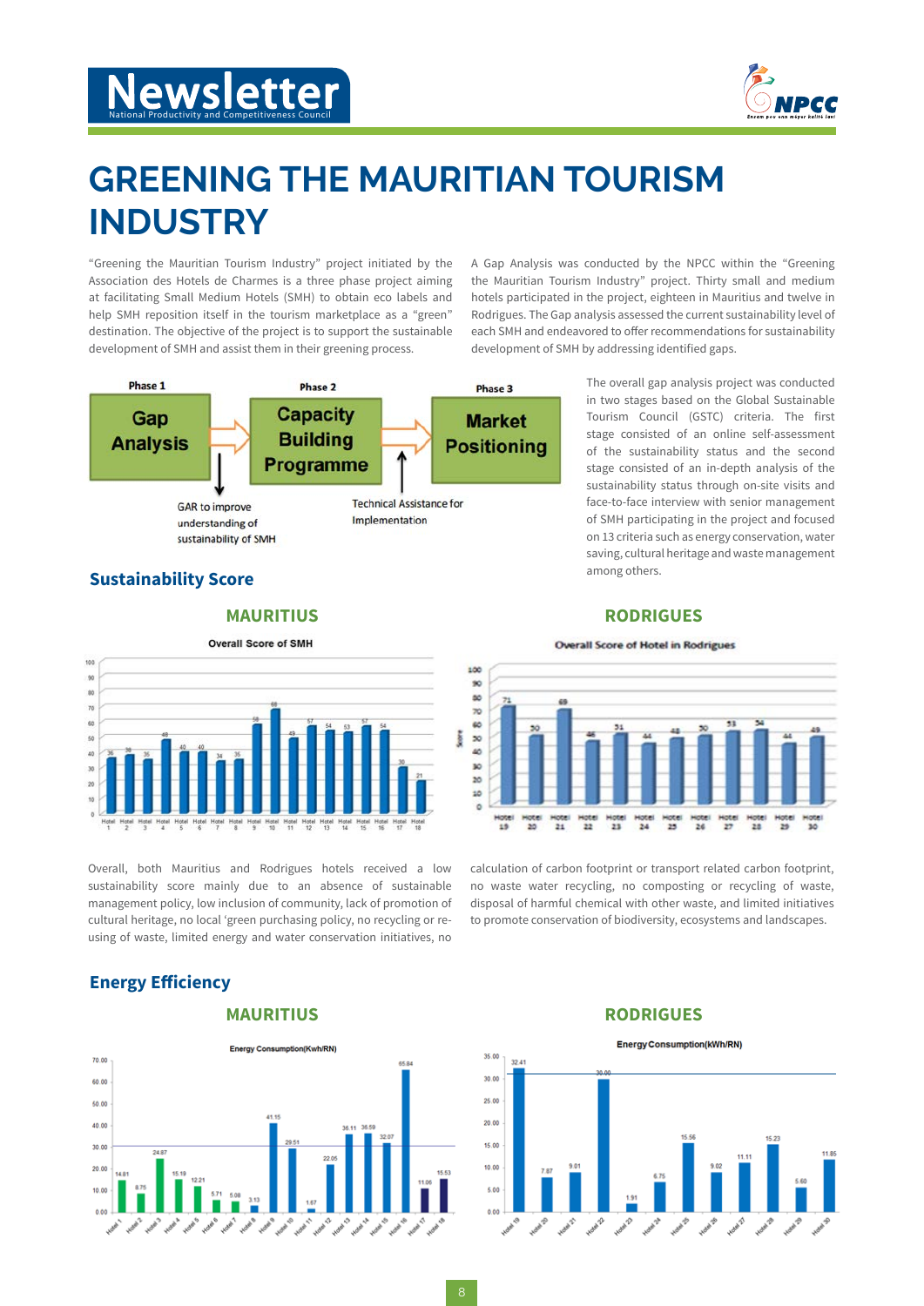# GREENING THE MAURITIAN TOURISM INDUSTRY

"Greening the Mauritian Tourism Industry" project initiated by the Association des Hotels de Charmes is a three phase project aiming at facilitating Small Medium Hotels (SMH) to obtain eco labels and help SMH reposition itself in the tourism marketplace as a "green" destination. The objective of the project is to support the sustainable development of SMH and assist them in their greening process.

A Gap Analysis was conducted by the NPCC within the "Greening the Mauritian Tourism Industry" project. Thirty small and medium hotels participated in the project, eighteen in Mauritius and twelve in Rodrigues. The Gap analysis assessed the current sustainability level of each SMH and endeavored to offer recommendations for sustainability development of SMH by addressing identified gaps.

Phase 1: Gap Analysis → Phase 2: Capacity Building Programme → Phase 3: Market Positioning

GAR to improve understanding of sustainability of SMH

Technical Assistance for Implementation

The overall gap analysis project was conducted in two stages based on the Global Sustainable Tourism Council (GSTC) criteria. The first stage consisted of an online self-assessment of the sustainability status and the second stage consisted of an in-depth analysis of the sustainability status through on-site visits and face-to-face interview with senior management of SMH participating in the project and focused on 13 criteria such as energy conservation, water saving, cultural heritage and waste management among others.

## Sustainability Score

### MAURITIUS

Overall Score of SMH

| Hotel | 1 | 2 | 3 | 4 | 5 | 6 | 7 | 8 | 9 | 10 | 11 | 12 | 13 | 14 | 15 | 16 | 17 | 18 |
|---|---|---|---|---|---|---|---|---|---|---|---|---|---|---|---|---|---|---|
| Score | 36 | 38 | 35 | 48 | 40 | 40 | 34 | 35 | 58 | 68 | 49 | 57 | 54 | 53 | 57 | 54 | 30 | 21 |

### RODRIGUES

Overall Score of Hotel in Rodrigues

| Hotel | 19 | 20 | 21 | 22 | 23 | 24 | 25 | 26 | 27 | 28 | 29 | 30 |
|---|---|---|---|---|---|---|---|---|---|---|---|---|
| Score | 71 | 50 | 69 | 46 | 51 | 44 | 48 | 50 | 53 | 54 | 44 | 49 |

Overall, both Mauritius and Rodrigues hotels received a low sustainability score mainly due to an absence of sustainable management policy, low inclusion of community, lack of promotion of cultural heritage, no local 'green purchasing policy, no recycling or re-using of waste, limited energy and water conservation initiatives, no calculation of carbon footprint or transport related carbon footprint, no waste water recycling, no composting or recycling of waste, disposal of harmful chemical with other waste, and limited initiatives to promote conservation of biodiversity, ecosystems and landscapes.

## Energy Efficiency

### MAURITIUS

Energy Consumption(Kwh/RN)

| Hotel | 1 | 2 | 3 | 4 | 5 | 6 | 7 | 8 | 9 | 10 | 11 | 12 | 13 | 14 | 15 | 16 | 17 | 18 |
|---|---|---|---|---|---|---|---|---|---|---|---|---|---|---|---|---|---|---|
| kWh/RN | 14.81 | 8.75 | 24.87 | 15.19 | 12.21 | 5.71 | 5.08 | 3.13 | 41.15 | 29.51 | 1.67 | 22.05 | 36.11 | 36.59 | 32.07 | 65.64 | 11.06 | 15.53 |

### RODRIGUES

Energy Consumption(kWh/RN)

| Hotel | 19 | 20 | 21 | 22 | 23 | 24 | 25 | 26 | 27 | 28 | 29 | 30 |
|---|---|---|---|---|---|---|---|---|---|---|---|---|
| kWh/RN | 32.41 | 7.87 | 9.01 | 30.00 | 1.91 | 6.75 | 15.56 | 9.02 | 11.11 | 15.23 | 5.60 | 11.85 |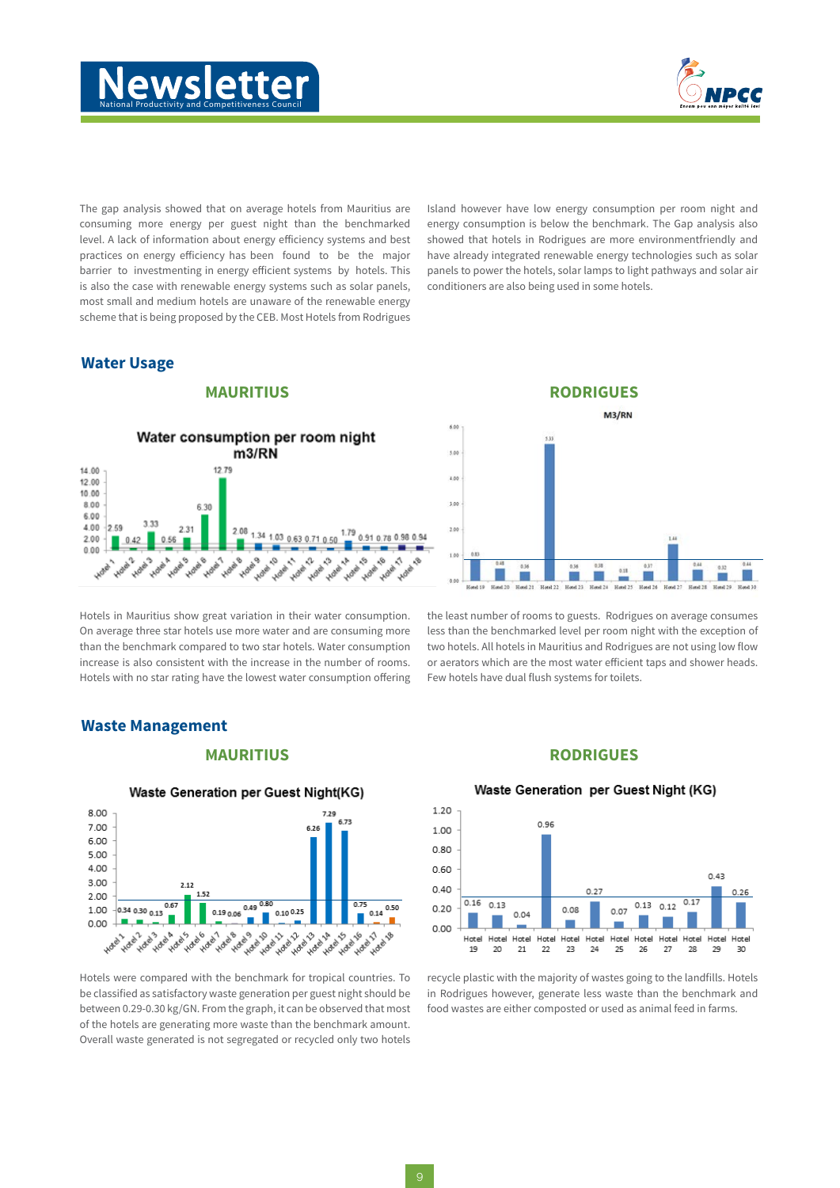The gap analysis showed that on average hotels from Mauritius are consuming more energy per guest night than the benchmarked level. A lack of information about energy efficiency systems and best practices on energy efficiency has been found to be the major barrier to investmenting in energy efficient systems by hotels. This is also the case with renewable energy systems such as solar panels, most small and medium hotels are unaware of the renewable energy scheme that is being proposed by the CEB. Most Hotels from Rodrigues Island however have low energy consumption per room night and energy consumption is below the benchmark. The Gap analysis also showed that hotels in Rodrigues are more environmentfriendly and have already integrated renewable energy technologies such as solar panels to power the hotels, solar lamps to light pathways and solar air conditioners are also being used in some hotels.

## Water Usage

### MAURITIUS

Water consumption per room night m3/RN

| Hotel 1 | Hotel 2 | Hotel 3 | Hotel 4 | Hotel 5 | Hotel 6 | Hotel 7 | Hotel 8 | Hotel 9 | Hotel 10 | Hotel 11 | Hotel 12 | Hotel 13 | Hotel 14 | Hotel 15 | Hotel 16 | Hotel 17 | Hotel 18 |
|---|---|---|---|---|---|---|---|---|---|---|---|---|---|---|---|---|---|
| 2.59 | 0.42 | 3.33 | 0.56 | 2.31 | 6.30 | 12.79 | 2.08 | 1.34 | 1.03 | 0.63 | 0.71 | 0.50 | 1.79 | 0.91 | 0.78 | 0.98 | 0.94 |

### RODRIGUES

M3/RN

| Hotel 19 | Hotel 20 | Hotel 21 | Hotel 22 | Hotel 23 | Hotel 24 | Hotel 25 | Hotel 26 | Hotel 27 | Hotel 28 | Hotel 29 | Hotel 30 |
|---|---|---|---|---|---|---|---|---|---|---|---|
| 0.83 | 0.48 | 0.36 | 5.33 | 0.36 | 0.38 | 0.18 | 0.37 | 1.44 | 0.44 | 0.32 | 0.44 |

Hotels in Mauritius show great variation in their water consumption. On average three star hotels use more water and are consuming more than the benchmark compared to two star hotels. Water consumption increase is also consistent with the increase in the number of rooms. Hotels with no star rating have the lowest water consumption offering the least number of rooms to guests. Rodrigues on average consumes less than the benchmarked level per room night with the exception of two hotels. All hotels in Mauritius and Rodrigues are not using low flow or aerators which are the most water efficient taps and shower heads. Few hotels have dual flush systems for toilets.

## Waste Management

### MAURITIUS

Waste Generation per Guest Night(KG)

| Hotel 1 | Hotel 2 | Hotel 3 | Hotel 4 | Hotel 5 | Hotel 6 | Hotel 7 | Hotel 8 | Hotel 9 | Hotel 10 | Hotel 11 | Hotel 12 | Hotel 13 | Hotel 14 | Hotel 15 | Hotel 16 | Hotel 17 | Hotel 18 |
|---|---|---|---|---|---|---|---|---|---|---|---|---|---|---|---|---|---|
| 0.34 | 0.30 | 0.13 | 0.67 | 2.12 | 1.52 | 0.19 | 0.06 | 0.49 | 0.80 | 0.10 | 0.25 | 6.26 | 7.29 | 6.73 | 0.75 | 0.14 | 0.50 |

### RODRIGUES

Waste Generation per Guest Night (KG)

| Hotel 19 | Hotel 20 | Hotel 21 | Hotel 22 | Hotel 23 | Hotel 24 | Hotel 25 | Hotel 26 | Hotel 27 | Hotel 28 | Hotel 29 | Hotel 30 |
|---|---|---|---|---|---|---|---|---|---|---|---|
| 0.16 | 0.13 | 0.04 | 0.96 | 0.08 | 0.27 | 0.07 | 0.13 | 0.12 | 0.17 | 0.43 | 0.26 |

Hotels were compared with the benchmark for tropical countries. To be classified as satisfactory waste generation per guest night should be between 0.29-0.30 kg/GN. From the graph, it can be observed that most of the hotels are generating more waste than the benchmark amount. Overall waste generated is not segregated or recycled only two hotels recycle plastic with the majority of wastes going to the landfills. Hotels in Rodrigues however, generate less waste than the benchmark and food wastes are either composted or used as animal feed in farms.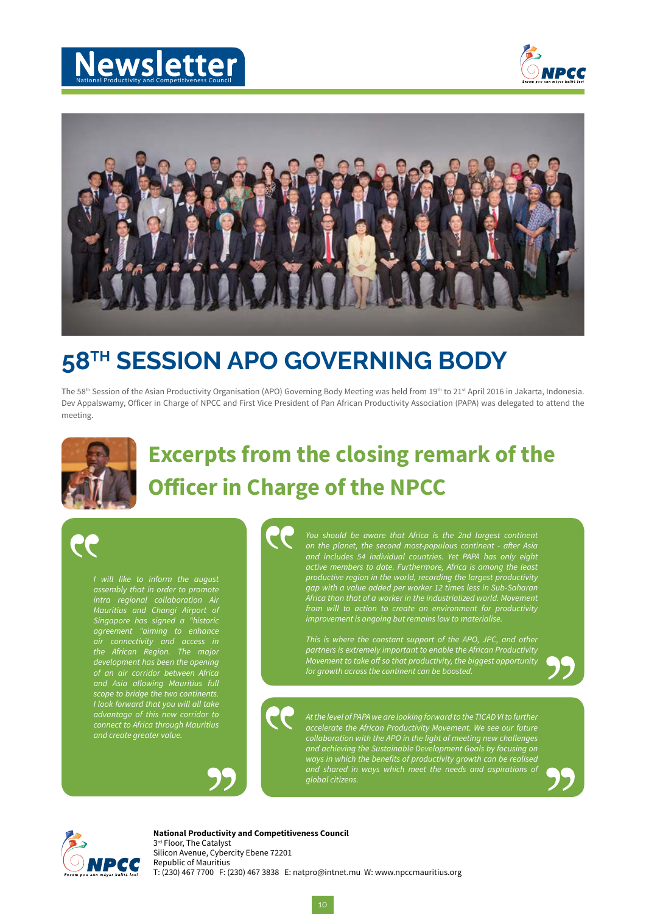# 58TH SESSION APO GOVERNING BODY

The 58th Session of the Asian Productivity Organisation (APO) Governing Body Meeting was held from 19th to 21st April 2016 in Jakarta, Indonesia. Dev Appalswamy, Officer in Charge of NPCC and First Vice President of Pan African Productivity Association (PAPA) was delegated to attend the meeting.

## Excerpts from the closing remark of the Officer in Charge of the NPCC

*I will like to inform the august assembly that in order to promote intra regional collaboration Air Mauritius and Changi Airport of Singapore has signed a "historic agreement "aiming to enhance air connectivity and access in the African Region. The major development has been the opening of an air corridor between Africa and Asia allowing Mauritius full scope to bridge the two continents. I look forward that you will all take advantage of this new corridor to connect to Africa through Mauritius and create greater value.*

*You should be aware that Africa is the 2nd largest continent on the planet, the second most-populous continent - after Asia and includes 54 individual countries. Yet PAPA has only eight active members to date. Furthermore, Africa is among the least productive region in the world, recording the largest productivity gap with a value added per worker 12 times less in Sub-Saharan Africa than that of a worker in the industrialized world. Movement from will to action to create an environment for productivity improvement is ongoing but remains low to materialise.*

*This is where the constant support of the APO, JPC, and other partners is extremely important to enable the African Productivity Movement to take off so that productivity, the biggest opportunity for growth across the continent can be boosted.*

*At the level of PAPA we are looking forward to the TICAD VI to further accelerate the African Productivity Movement. We see our future collaboration with the APO in the light of meeting new challenges and achieving the Sustainable Development Goals by focusing on ways in which the benefits of productivity growth can be realised and shared in ways which meet the needs and aspirations of global citizens.*

**National Productivity and Competitiveness Council**
3rd Floor, The Catalyst
Silicon Avenue, Cybercity Ebene 72201
Republic of Mauritius
T: (230) 467 7700 F: (230) 467 3838 E: natpro@intnet.mu W: www.npccmauritius.org